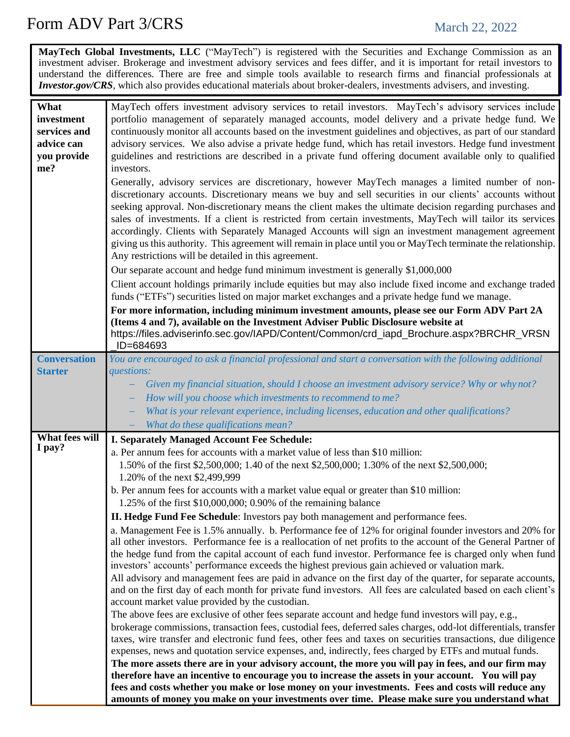# Form ADV Part 3/CRS

March 22, 2022

**MayTech Global Investments, LLC** ("MayTech") is registered with the Securities and Exchange Commission as an investment adviser. Brokerage and investment advisory services and fees differ, and it is important for retail investors to understand the differences. There are free and simple tools available to research firms and financial professionals at ***Investor.gov/CRS***, which also provides educational materials about broker-dealers, investments advisers, and investing.

| | |
|---|---|
| **What investment services and advice can you provide me?** | MayTech offers investment advisory services to retail investors. MayTech's advisory services include portfolio management of separately managed accounts, model delivery and a private hedge fund. We continuously monitor all accounts based on the investment guidelines and objectives, as part of our standard advisory services. We also advise a private hedge fund, which has retail investors. Hedge fund investment guidelines and restrictions are described in a private fund offering document available only to qualified investors.<br><br>Generally, advisory services are discretionary, however MayTech manages a limited number of non-discretionary accounts. Discretionary means we buy and sell securities in our clients' accounts without seeking approval. Non-discretionary means the client makes the ultimate decision regarding purchases and sales of investments. If a client is restricted from certain investments, MayTech will tailor its services accordingly. Clients with Separately Managed Accounts will sign an investment management agreement giving us this authority. This agreement will remain in place until you or MayTech terminate the relationship. Any restrictions will be detailed in this agreement.<br><br>Our separate account and hedge fund minimum investment is generally $1,000,000<br><br>Client account holdings primarily include equities but may also include fixed income and exchange traded funds ("ETFs") securities listed on major market exchanges and a private hedge fund we manage.<br><br>**For more information, including minimum investment amounts, please see our Form ADV Part 2A (Items 4 and 7), available on the Investment Adviser Public Disclosure website at** https://files.adviserinfo.sec.gov/IAPD/Content/Common/crd_iapd_Brochure.aspx?BRCHR_VRSN_ID=684693 |
| **Conversation Starter** | *You are encouraged to ask a financial professional and start a conversation with the following additional questions:*<br>– *Given my financial situation, should I choose an investment advisory service? Why or why not?*<br>– *How will you choose which investments to recommend to me?*<br>– *What is your relevant experience, including licenses, education and other qualifications?*<br>– *What do these qualifications mean?* |
| **What fees will I pay?** | **I. Separately Managed Account Fee Schedule:**<br>a. Per annum fees for accounts with a market value of less than $10 million:<br>1.50% of the first $2,500,000; 1.40 of the next $2,500,000; 1.30% of the next $2,500,000; 1.20% of the next $2,499,999<br>b. Per annum fees for accounts with a market value equal or greater than $10 million:<br>1.25% of the first $10,000,000; 0.90% of the remaining balance<br><br>**II. Hedge Fund Fee Schedule**: Investors pay both management and performance fees.<br><br>a. Management Fee is 1.5% annually. b. Performance fee of 12% for original founder investors and 20% for all other investors. Performance fee is a reallocation of net profits to the account of the General Partner of the hedge fund from the capital account of each fund investor. Performance fee is charged only when fund investors' accounts' performance exceeds the highest previous gain achieved or valuation mark.<br>All advisory and management fees are paid in advance on the first day of the quarter, for separate accounts, and on the first day of each month for private fund investors. All fees are calculated based on each client's account market value provided by the custodian.<br>The above fees are exclusive of other fees separate account and hedge fund investors will pay, e.g., brokerage commissions, transaction fees, custodial fees, deferred sales charges, odd-lot differentials, transfer taxes, wire transfer and electronic fund fees, other fees and taxes on securities transactions, due diligence expenses, news and quotation service expenses, and, indirectly, fees charged by ETFs and mutual funds.<br>**The more assets there are in your advisory account, the more you will pay in fees, and our firm may therefore have an incentive to encourage you to increase the assets in your account. You will pay fees and costs whether you make or lose money on your investments. Fees and costs will reduce any amounts of money you make on your investments over time. Please make sure you understand what** |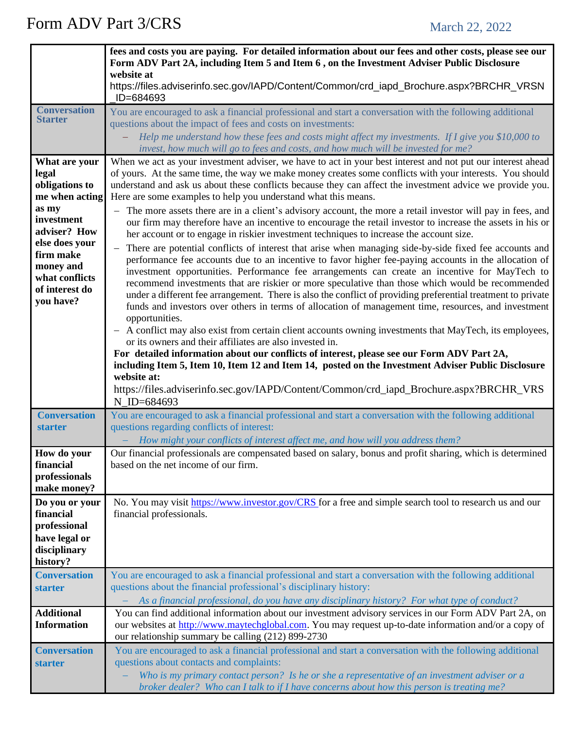# Form ADV Part 3/CRS

March 22, 2022

| | |
|---|---|
| | **fees and costs you are paying. For detailed information about our fees and other costs, please see our Form ADV Part 2A, including Item 5 and Item 6 , on the Investment Adviser Public Disclosure website at** https://files.adviserinfo.sec.gov/IAPD/Content/Common/crd_iapd_Brochure.aspx?BRCHR_VRSN_ID=684693 |
| **Conversation Starter** | You are encouraged to ask a financial professional and start a conversation with the following additional questions about the impact of fees and costs on investments:<br>– *Help me understand how these fees and costs might affect my investments. If I give you $10,000 to invest, how much will go to fees and costs, and how much will be invested for me?* |
| **What are your legal obligations to me when acting as my investment adviser? How else does your firm make money and what conflicts of interest do you have?** | When we act as your investment adviser, we have to act in your best interest and not put our interest ahead of yours. At the same time, the way we make money creates some conflicts with your interests. You should understand and ask us about these conflicts because they can affect the investment advice we provide you. Here are some examples to help you understand what this means.<br>– The more assets there are in a client's advisory account, the more a retail investor will pay in fees, and our firm may therefore have an incentive to encourage the retail investor to increase the assets in his or her account or to engage in riskier investment techniques to increase the account size.<br>– There are potential conflicts of interest that arise when managing side-by-side fixed fee accounts and performance fee accounts due to an incentive to favor higher fee-paying accounts in the allocation of investment opportunities. Performance fee arrangements can create an incentive for MayTech to recommend investments that are riskier or more speculative than those which would be recommended under a different fee arrangement. There is also the conflict of providing preferential treatment to private funds and investors over others in terms of allocation of management time, resources, and investment opportunities.<br>– A conflict may also exist from certain client accounts owning investments that MayTech, its employees, or its owners and their affiliates are also invested in.<br>**For detailed information about our conflicts of interest, please see our Form ADV Part 2A, including Item 5, Item 10, Item 12 and Item 14, posted on the Investment Adviser Public Disclosure website at:**<br>https://files.adviserinfo.sec.gov/IAPD/Content/Common/crd_iapd_Brochure.aspx?BRCHR_VRSN_ID=684693 |
| **Conversation starter** | You are encouraged to ask a financial professional and start a conversation with the following additional questions regarding conflicts of interest:<br>– *How might your conflicts of interest affect me, and how will you address them?* |
| **How do your financial professionals make money?** | Our financial professionals are compensated based on salary, bonus and profit sharing, which is determined based on the net income of our firm. |
| **Do you or your financial professional have legal or disciplinary history?** | No. You may visit https://www.investor.gov/CRS for a free and simple search tool to research us and our financial professionals. |
| **Conversation starter** | You are encouraged to ask a financial professional and start a conversation with the following additional questions about the financial professional's disciplinary history:<br>– *As a financial professional, do you have any disciplinary history? For what type of conduct?* |
| **Additional Information** | You can find additional information about our investment advisory services in our Form ADV Part 2A, on our websites at http://www.maytechglobal.com. You may request up-to-date information and/or a copy of our relationship summary be calling (212) 899-2730 |
| **Conversation starter** | You are encouraged to ask a financial professional and start a conversation with the following additional questions about contacts and complaints:<br>– *Who is my primary contact person? Is he or she a representative of an investment adviser or a broker dealer? Who can I talk to if I have concerns about how this person is treating me?* |